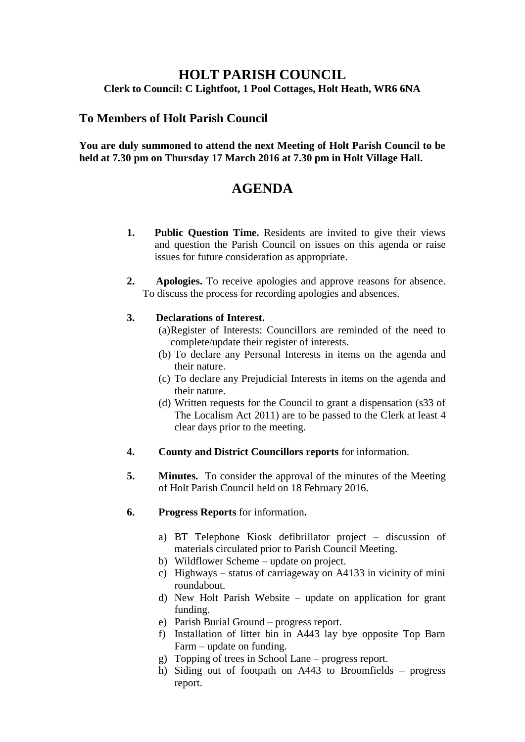# HOLT PARISH COUNCIL

**Clerk to Council: C Lightfoot, 1 Pool Cottages, Holt Heath, WR6 6NA**

## To Members of Holt Parish Council

**You are duly summoned to attend the next Meeting of Holt Parish Council to be held at 7.30 pm on Thursday 17 March 2016 at 7.30 pm in Holt Village Hall.**

# AGENDA

1. **Public Question Time.** Residents are invited to give their views and question the Parish Council on issues on this agenda or raise issues for future consideration as appropriate.

2. **Apologies.** To receive apologies and approve reasons for absence. To discuss the process for recording apologies and absences.

3. **Declarations of Interest.**
   (a) Register of Interests: Councillors are reminded of the need to complete/update their register of interests.
   (b) To declare any Personal Interests in items on the agenda and their nature.
   (c) To declare any Prejudicial Interests in items on the agenda and their nature.
   (d) Written requests for the Council to grant a dispensation (s33 of The Localism Act 2011) are to be passed to the Clerk at least 4 clear days prior to the meeting.

4. **County and District Councillors reports** for information.

5. **Minutes.** To consider the approval of the minutes of the Meeting of Holt Parish Council held on 18 February 2016.

6. **Progress Reports** for information**.**

   a) BT Telephone Kiosk defibrillator project – discussion of materials circulated prior to Parish Council Meeting.
   b) Wildflower Scheme – update on project.
   c) Highways – status of carriageway on A4133 in vicinity of mini roundabout.
   d) New Holt Parish Website – update on application for grant funding.
   e) Parish Burial Ground – progress report.
   f) Installation of litter bin in A443 lay bye opposite Top Barn Farm – update on funding.
   g) Topping of trees in School Lane – progress report.
   h) Siding out of footpath on A443 to Broomfields – progress report.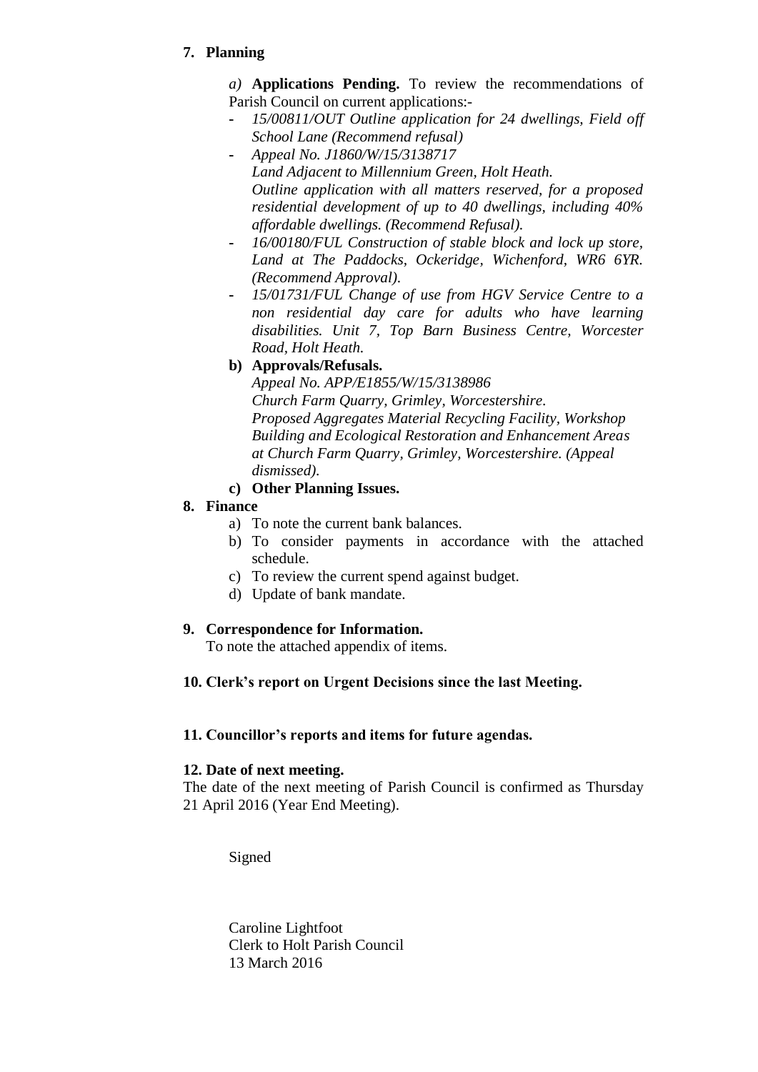## 7. Planning

*a)* **Applications Pending.** To review the recommendations of Parish Council on current applications:-

- *15/00811/OUT Outline application for 24 dwellings, Field off School Lane (Recommend refusal)*
- *Appeal No. J1860/W/15/3138717*
  *Land Adjacent to Millennium Green, Holt Heath.*
  *Outline application with all matters reserved, for a proposed residential development of up to 40 dwellings, including 40% affordable dwellings. (Recommend Refusal).*
- *16/00180/FUL Construction of stable block and lock up store, Land at The Paddocks, Ockeridge, Wichenford, WR6 6YR. (Recommend Approval).*
- *15/01731/FUL Change of use from HGV Service Centre to a non residential day care for adults who have learning disabilities. Unit 7, Top Barn Business Centre, Worcester Road, Holt Heath.*

**b) Approvals/Refusals.**

*Appeal No. APP/E1855/W/15/3138986*
*Church Farm Quarry, Grimley, Worcestershire.*
*Proposed Aggregates Material Recycling Facility, Workshop Building and Ecological Restoration and Enhancement Areas at Church Farm Quarry, Grimley, Worcestershire. (Appeal dismissed).*

**c) Other Planning Issues.**

## 8. Finance

a) To note the current bank balances.
b) To consider payments in accordance with the attached schedule.
c) To review the current spend against budget.
d) Update of bank mandate.

## 9. Correspondence for Information.

To note the attached appendix of items.

## 10. Clerk's report on Urgent Decisions since the last Meeting.

## 11. Councillor's reports and items for future agendas.

## 12. Date of next meeting.

The date of the next meeting of Parish Council is confirmed as Thursday 21 April 2016 (Year End Meeting).

Signed

Caroline Lightfoot
Clerk to Holt Parish Council
13 March 2016